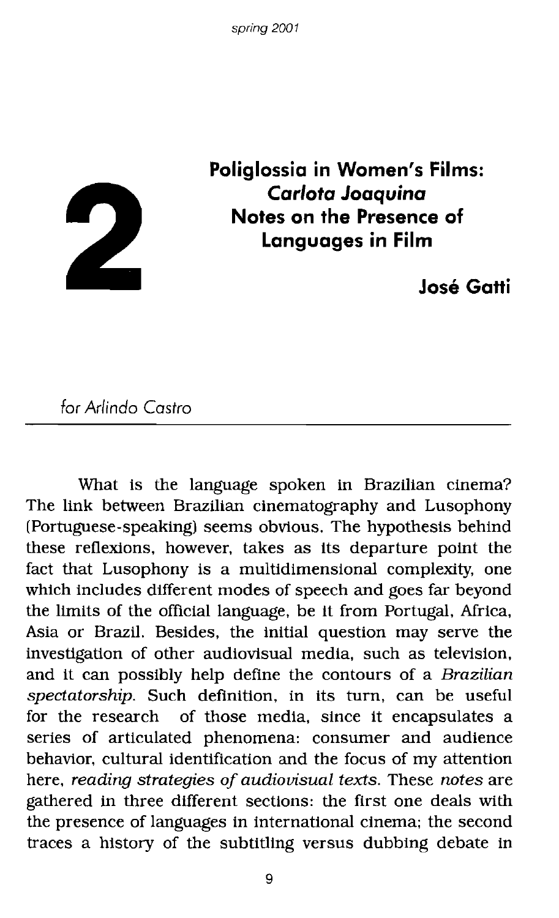# 2

## Poliglossia in Women's Films: *Carlota Joaquina* Notes on the Presence of Languages in Film

**José Gatti**

*for Arlindo Castro*

---

What is the language spoken in Brazilian cinema? The link between Brazilian cinematography and Lusophony (Portuguese-speaking) seems obvious. The hypothesis behind these reflexions, however, takes as its departure point the fact that Lusophony is a multidimensional complexity, one which includes different modes of speech and goes far beyond the limits of the official language, be it from Portugal, Africa, Asia or Brazil. Besides, the initial question may serve the investigation of other audiovisual media, such as television, and it can possibly help define the contours of a *Brazilian spectatorship*. Such definition, in its turn, can be useful for the research of those media, since it encapsulates a series of articulated phenomena: consumer and audience behavior, cultural identification and the focus of my attention here, *reading strategies of audiovisual texts*. These *notes* are gathered in three different sections: the first one deals with the presence of languages in international cinema; the second traces a history of the subtitling versus dubbing debate in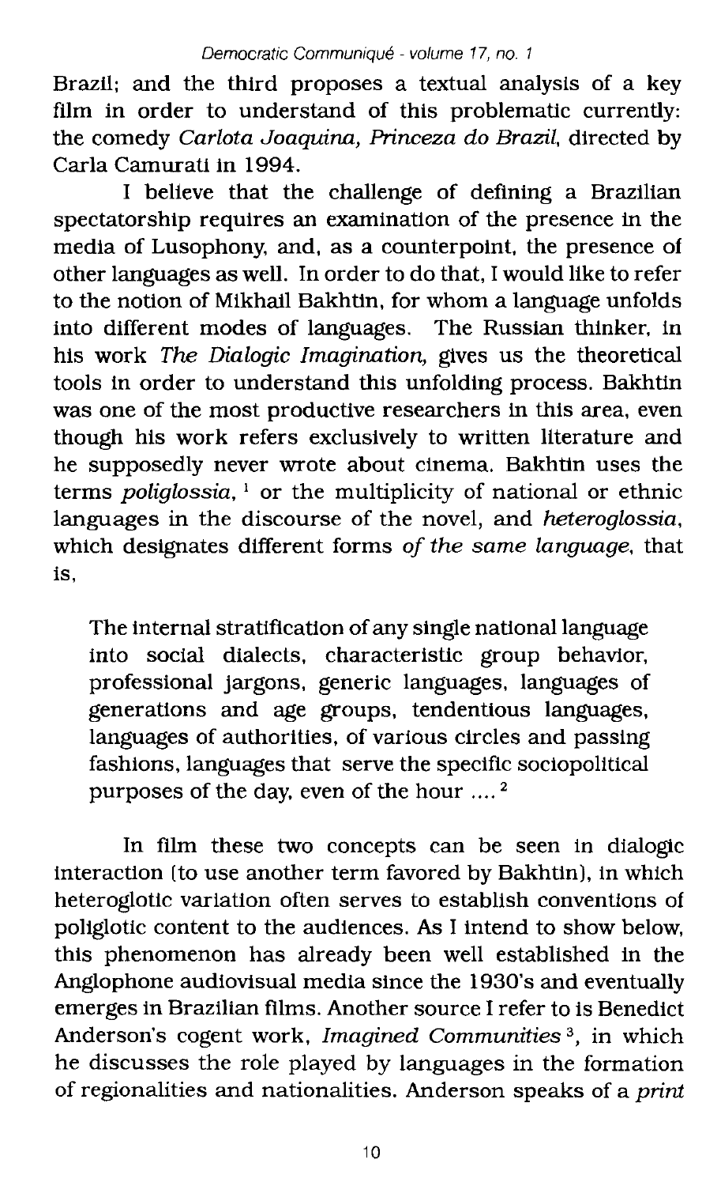Brazil; and the third proposes a textual analysis of a key film in order to understand of this problematic currently: the comedy *Carlota Joaquina, Princeza do Brazil*, directed by Carla Camurati in 1994.

I believe that the challenge of defining a Brazilian spectatorship requires an examination of the presence in the media of Lusophony, and, as a counterpoint, the presence of other languages as well. In order to do that, I would like to refer to the notion of Mikhail Bakhtin, for whom a language unfolds into different modes of languages. The Russian thinker, in his work *The Dialogic Imagination*, gives us the theoretical tools in order to understand this unfolding process. Bakhtin was one of the most productive researchers in this area, even though his work refers exclusively to written literature and he supposedly never wrote about cinema. Bakhtin uses the terms *poliglossia*, [1] or the multiplicity of national or ethnic languages in the discourse of the novel, and *heteroglossia*, which designates different forms *of the same language*, that is,

> The internal stratification of any single national language into social dialects, characteristic group behavior, professional jargons, generic languages, languages of generations and age groups, tendentious languages, languages of authorities, of various circles and passing fashions, languages that serve the specific sociopolitical purposes of the day, even of the hour .... [2]

In film these two concepts can be seen in dialogic interaction (to use another term favored by Bakhtin), in which heteroglotic variation often serves to establish conventions of poliglotic content to the audiences. As I intend to show below, this phenomenon has already been well established in the Anglophone audiovisual media since the 1930's and eventually emerges in Brazilian films. Another source I refer to is Benedict Anderson's cogent work, *Imagined Communities* [3], in which he discusses the role played by languages in the formation of regionalities and nationalities. Anderson speaks of a *print*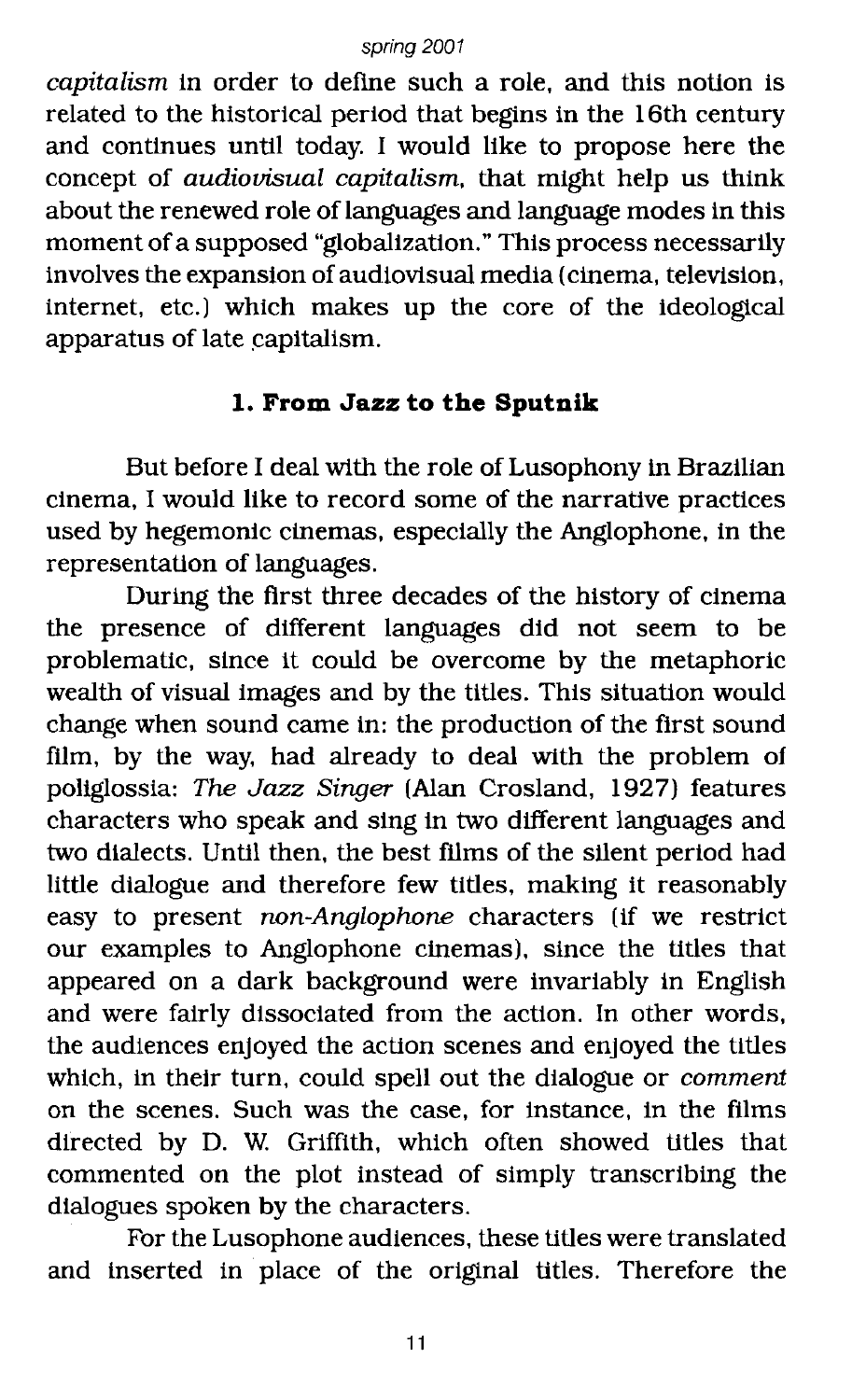*capitalism* in order to define such a role, and this notion is related to the historical period that begins in the 16th century and continues until today. I would like to propose here the concept of *audiovisual capitalism*, that might help us think about the renewed role of languages and language modes in this moment of a supposed "globalization." This process necessarily involves the expansion of audiovisual media (cinema, television, internet, etc.) which makes up the core of the ideological apparatus of late capitalism.

## 1. From Jazz to the Sputnik

But before I deal with the role of Lusophony in Brazilian cinema, I would like to record some of the narrative practices used by hegemonic cinemas, especially the Anglophone, in the representation of languages.

During the first three decades of the history of cinema the presence of different languages did not seem to be problematic, since it could be overcome by the metaphoric wealth of visual images and by the titles. This situation would change when sound came in: the production of the first sound film, by the way, had already to deal with the problem of poliglossia: *The Jazz Singer* (Alan Crosland, 1927) features characters who speak and sing in two different languages and two dialects. Until then, the best films of the silent period had little dialogue and therefore few titles, making it reasonably easy to present *non-Anglophone* characters (if we restrict our examples to Anglophone cinemas), since the titles that appeared on a dark background were invariably in English and were fairly dissociated from the action. In other words, the audiences enjoyed the action scenes and enjoyed the titles which, in their turn, could spell out the dialogue or *comment* on the scenes. Such was the case, for instance, in the films directed by D. W. Griffith, which often showed titles that commented on the plot instead of simply transcribing the dialogues spoken by the characters.

For the Lusophone audiences, these titles were translated and inserted in place of the original titles. Therefore the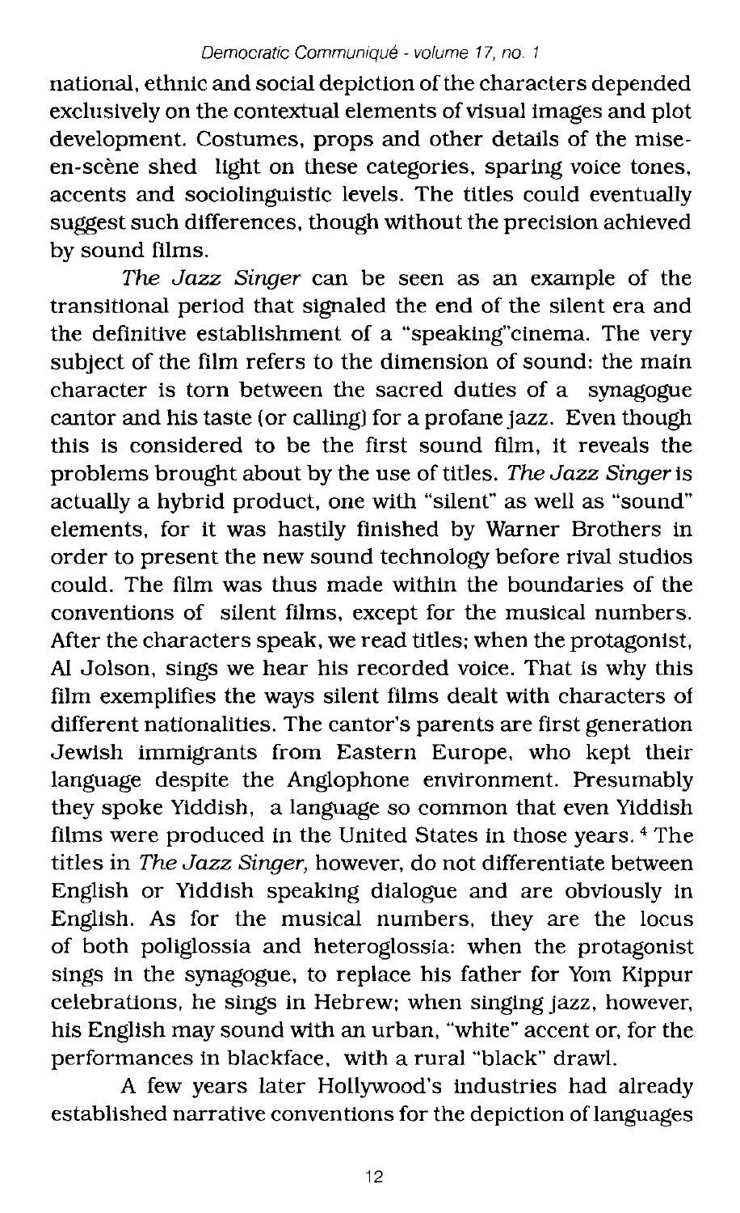national, ethnic and social depiction of the characters depended exclusively on the contextual elements of visual images and plot development. Costumes, props and other details of the mise-en-scène shed light on these categories, sparing voice tones, accents and sociolinguistic levels. The titles could eventually suggest such differences, though without the precision achieved by sound films.

*The Jazz Singer* can be seen as an example of the transitional period that signaled the end of the silent era and the definitive establishment of a "speaking"cinema. The very subject of the film refers to the dimension of sound: the main character is torn between the sacred duties of a synagogue cantor and his taste (or calling) for a profane jazz. Even though this is considered to be the first sound film, it reveals the problems brought about by the use of titles. *The Jazz Singer* is actually a hybrid product, one with "silent" as well as "sound" elements, for it was hastily finished by Warner Brothers in order to present the new sound technology before rival studios could. The film was thus made within the boundaries of the conventions of silent films, except for the musical numbers. After the characters speak, we read titles; when the protagonist, Al Jolson, sings we hear his recorded voice. That is why this film exemplifies the ways silent films dealt with characters of different nationalities. The cantor's parents are first generation Jewish immigrants from Eastern Europe, who kept their language despite the Anglophone environment. Presumably they spoke Yiddish, a language so common that even Yiddish films were produced in the United States in those years. [4] The titles in *The Jazz Singer*, however, do not differentiate between English or Yiddish speaking dialogue and are obviously in English. As for the musical numbers, they are the locus of both poliglossia and heteroglossia: when the protagonist sings in the synagogue, to replace his father for Yom Kippur celebrations, he sings in Hebrew; when singing jazz, however, his English may sound with an urban, "white" accent or, for the performances in blackface, with a rural "black" drawl.

A few years later Hollywood's industries had already established narrative conventions for the depiction of languages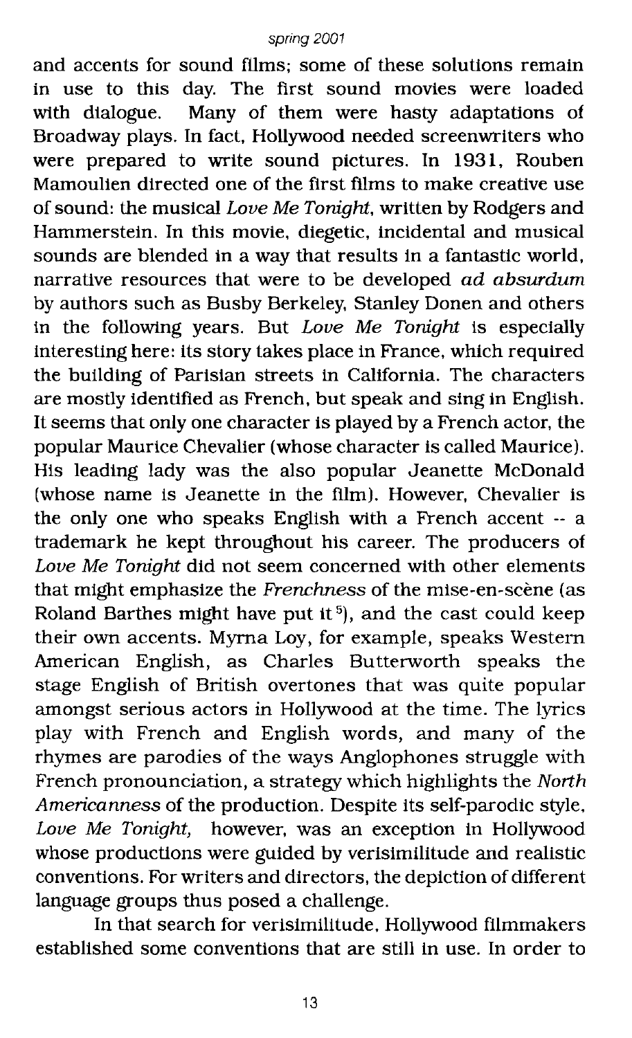and accents for sound films; some of these solutions remain in use to this day. The first sound movies were loaded with dialogue. Many of them were hasty adaptations of Broadway plays. In fact, Hollywood needed screenwriters who were prepared to write sound pictures. In 1931, Rouben Mamoulien directed one of the first films to make creative use of sound: the musical *Love Me Tonight*, written by Rodgers and Hammerstein. In this movie, diegetic, incidental and musical sounds are blended in a way that results in a fantastic world, narrative resources that were to be developed *ad absurdum* by authors such as Busby Berkeley, Stanley Donen and others in the following years. But *Love Me Tonight* is especially interesting here: its story takes place in France, which required the building of Parisian streets in California. The characters are mostly identified as French, but speak and sing in English. It seems that only one character is played by a French actor, the popular Maurice Chevalier (whose character is called Maurice). His leading lady was the also popular Jeanette McDonald (whose name is Jeanette in the film). However, Chevalier is the only one who speaks English with a French accent -- a trademark he kept throughout his career. The producers of *Love Me Tonight* did not seem concerned with other elements that might emphasize the *Frenchness* of the mise-en-scène (as Roland Barthes might have put it[5]), and the cast could keep their own accents. Myrna Loy, for example, speaks Western American English, as Charles Butterworth speaks the stage English of British overtones that was quite popular amongst serious actors in Hollywood at the time. The lyrics play with French and English words, and many of the rhymes are parodies of the ways Anglophones struggle with French pronounciation, a strategy which highlights the *North Americanness* of the production. Despite its self-parodic style, *Love Me Tonight,* however, was an exception in Hollywood whose productions were guided by verisimilitude and realistic conventions. For writers and directors, the depiction of different language groups thus posed a challenge.

In that search for verisimilitude, Hollywood filmmakers established some conventions that are still in use. In order to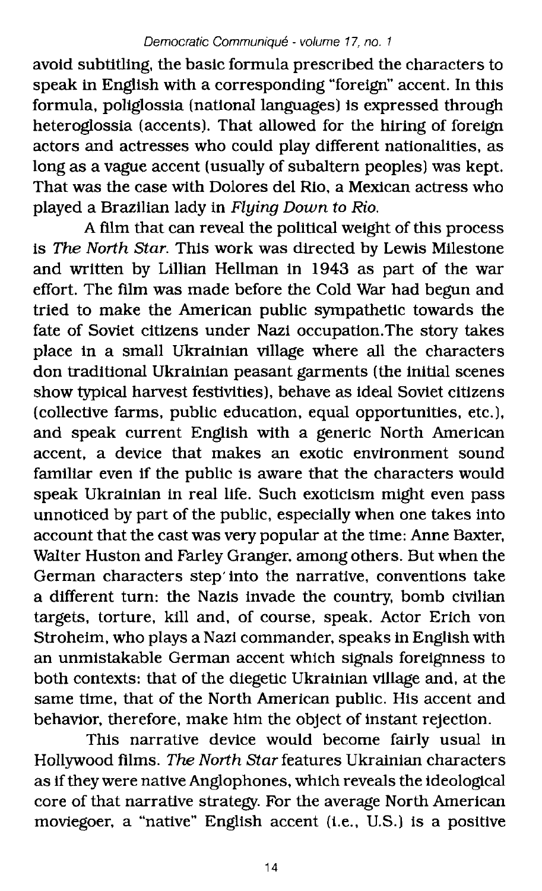avoid subtitling, the basic formula prescribed the characters to speak in English with a corresponding "foreign" accent. In this formula, poliglossia (national languages) is expressed through heteroglossia (accents). That allowed for the hiring of foreign actors and actresses who could play different nationalities, as long as a vague accent (usually of subaltern peoples) was kept. That was the case with Dolores del Rio, a Mexican actress who played a Brazilian lady in *Flying Down to Rio*.

A film that can reveal the political weight of this process is *The North Star*. This work was directed by Lewis Milestone and written by Lillian Hellman in 1943 as part of the war effort. The film was made before the Cold War had begun and tried to make the American public sympathetic towards the fate of Soviet citizens under Nazi occupation.The story takes place in a small Ukrainian village where all the characters don traditional Ukrainian peasant garments (the initial scenes show typical harvest festivities), behave as ideal Soviet citizens (collective farms, public education, equal opportunities, etc.), and speak current English with a generic North American accent, a device that makes an exotic environment sound familiar even if the public is aware that the characters would speak Ukrainian in real life. Such exoticism might even pass unnoticed by part of the public, especially when one takes into account that the cast was very popular at the time: Anne Baxter, Walter Huston and Farley Granger, among others. But when the German characters step into the narrative, conventions take a different turn: the Nazis invade the country, bomb civilian targets, torture, kill and, of course, speak. Actor Erich von Stroheim, who plays a Nazi commander, speaks in English with an unmistakable German accent which signals foreignness to both contexts: that of the diegetic Ukrainian village and, at the same time, that of the North American public. His accent and behavior, therefore, make him the object of instant rejection.

This narrative device would become fairly usual in Hollywood films. *The North Star* features Ukrainian characters as if they were native Anglophones, which reveals the ideological core of that narrative strategy. For the average North American moviegoer, a "native" English accent (i.e., U.S.) is a positive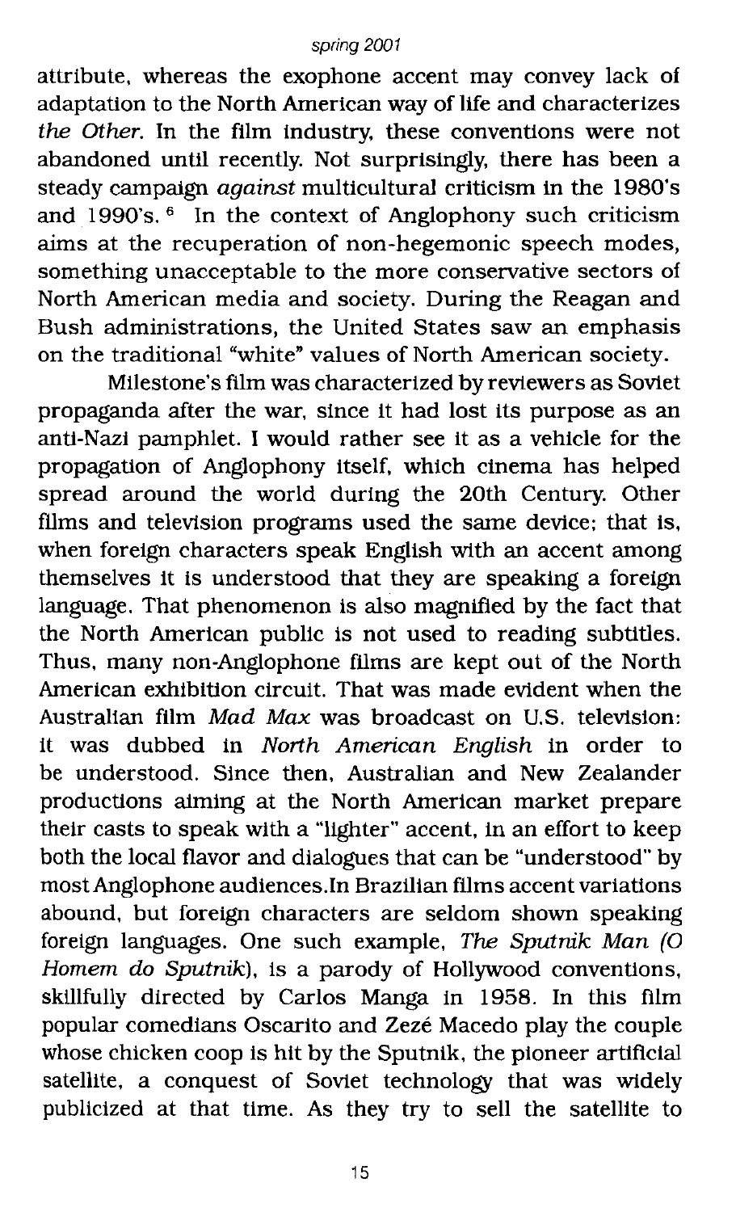attribute, whereas the exophone accent may convey lack of adaptation to the North American way of life and characterizes *the Other*. In the film industry, these conventions were not abandoned until recently. Not surprisingly, there has been a steady campaign *against* multicultural criticism in the 1980's and 1990's. [6] In the context of Anglophony such criticism aims at the recuperation of non-hegemonic speech modes, something unacceptable to the more conservative sectors of North American media and society. During the Reagan and Bush administrations, the United States saw an emphasis on the traditional "white" values of North American society.

Milestone's film was characterized by reviewers as Soviet propaganda after the war, since it had lost its purpose as an anti-Nazi pamphlet. I would rather see it as a vehicle for the propagation of Anglophony itself, which cinema has helped spread around the world during the 20th Century. Other films and television programs used the same device; that is, when foreign characters speak English with an accent among themselves it is understood that they are speaking a foreign language. That phenomenon is also magnified by the fact that the North American public is not used to reading subtitles. Thus, many non-Anglophone films are kept out of the North American exhibition circuit. That was made evident when the Australian film *Mad Max* was broadcast on U.S. television: it was dubbed in *North American English* in order to be understood. Since then, Australian and New Zealander productions aiming at the North American market prepare their casts to speak with a "lighter" accent, in an effort to keep both the local flavor and dialogues that can be "understood" by most Anglophone audiences. In Brazilian films accent variations abound, but foreign characters are seldom shown speaking foreign languages. One such example, *The Sputnik Man (O Homem do Sputnik)*, is a parody of Hollywood conventions, skillfully directed by Carlos Manga in 1958. In this film popular comedians Oscarito and Zezé Macedo play the couple whose chicken coop is hit by the Sputnik, the pioneer artificial satellite, a conquest of Soviet technology that was widely publicized at that time. As they try to sell the satellite to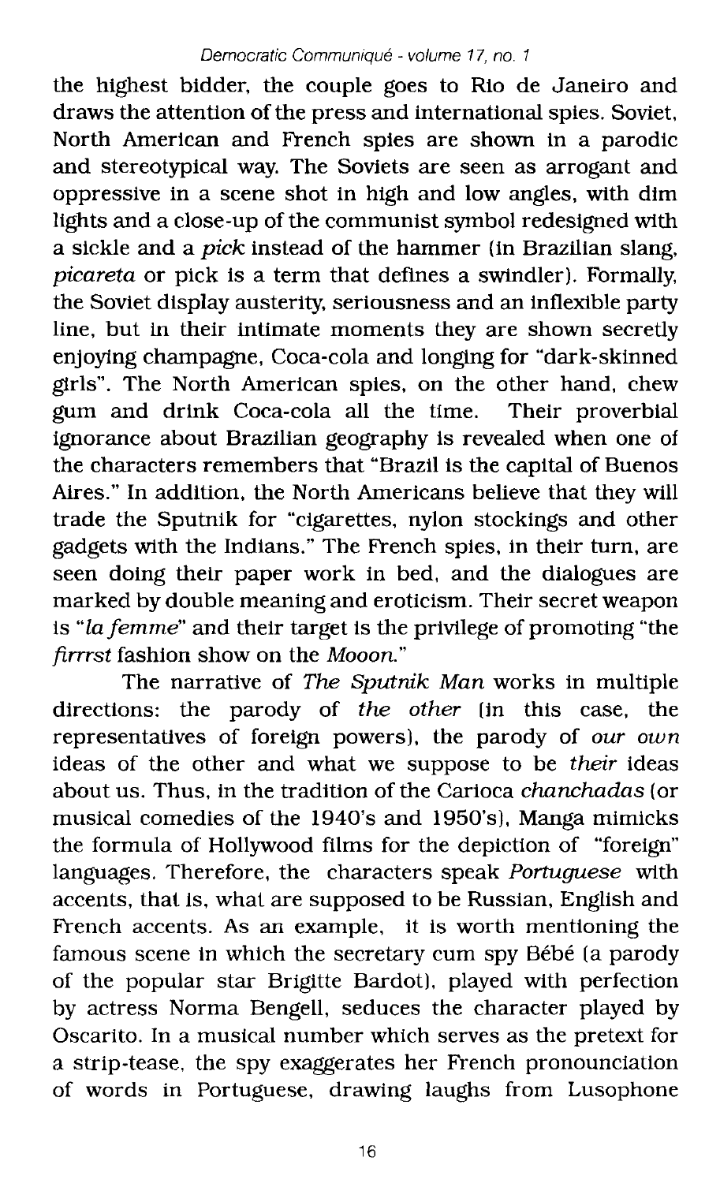the highest bidder, the couple goes to Rio de Janeiro and draws the attention of the press and international spies. Soviet, North American and French spies are shown in a parodic and stereotypical way. The Soviets are seen as arrogant and oppressive in a scene shot in high and low angles, with dim lights and a close-up of the communist symbol redesigned with a sickle and a *pick* instead of the hammer (in Brazilian slang, *picareta* or pick is a term that defines a swindler). Formally, the Soviet display austerity, seriousness and an inflexible party line, but in their intimate moments they are shown secretly enjoying champagne, Coca-cola and longing for "dark-skinned girls". The North American spies, on the other hand, chew gum and drink Coca-cola all the time. Their proverbial ignorance about Brazilian geography is revealed when one of the characters remembers that "Brazil is the capital of Buenos Aires." In addition, the North Americans believe that they will trade the Sputnik for "cigarettes, nylon stockings and other gadgets with the Indians." The French spies, in their turn, are seen doing their paper work in bed, and the dialogues are marked by double meaning and eroticism. Their secret weapon is "*la femme*" and their target is the privilege of promoting "the *firrrst* fashion show on the *Mooon*."

The narrative of *The Sputnik Man* works in multiple directions: the parody of *the other* (in this case, the representatives of foreign powers), the parody of *our own* ideas of the other and what we suppose to be *their* ideas about us. Thus, in the tradition of the Carioca *chanchadas* (or musical comedies of the 1940's and 1950's), Manga mimicks the formula of Hollywood films for the depiction of "foreign" languages. Therefore, the characters speak *Portuguese* with accents, that is, what are supposed to be Russian, English and French accents. As an example, it is worth mentioning the famous scene in which the secretary cum spy Bébé (a parody of the popular star Brigitte Bardot), played with perfection by actress Norma Bengell, seduces the character played by Oscarito. In a musical number which serves as the pretext for a strip-tease, the spy exaggerates her French pronounciation of words in Portuguese, drawing laughs from Lusophone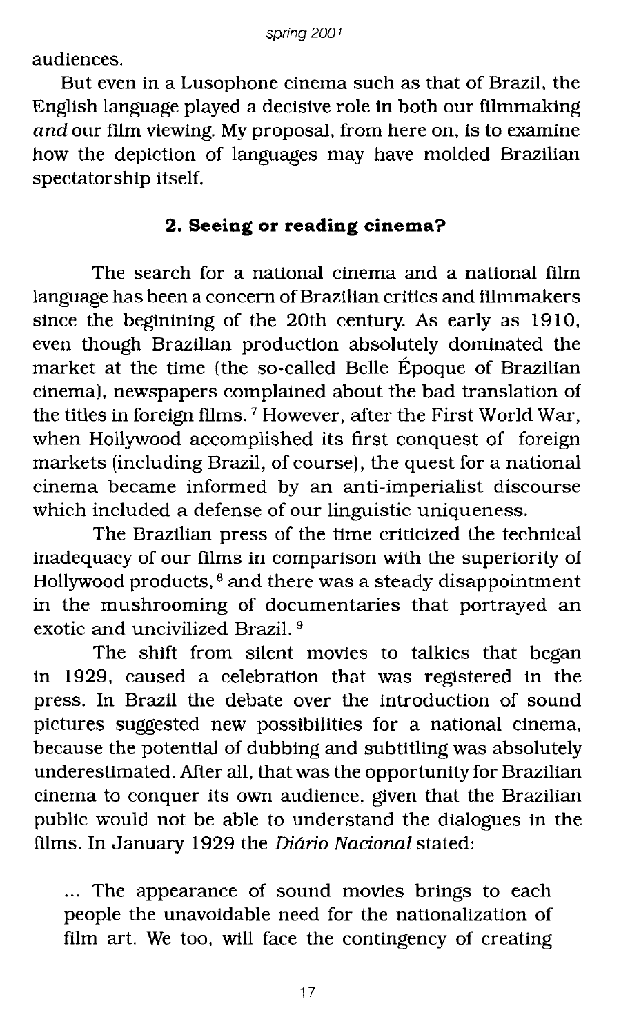audiences.

But even in a Lusophone cinema such as that of Brazil, the English language played a decisive role in both our filmmaking *and* our film viewing. My proposal, from here on, is to examine how the depiction of languages may have molded Brazilian spectatorship itself.

## 2. Seeing or reading cinema?

The search for a national cinema and a national film language has been a concern of Brazilian critics and filmmakers since the beginining of the 20th century. As early as 1910, even though Brazilian production absolutely dominated the market at the time (the so-called Belle Époque of Brazilian cinema), newspapers complained about the bad translation of the titles in foreign films. [7] However, after the First World War, when Hollywood accomplished its first conquest of foreign markets (including Brazil, of course), the quest for a national cinema became informed by an anti-imperialist discourse which included a defense of our linguistic uniqueness.

The Brazilian press of the time criticized the technical inadequacy of our films in comparison with the superiority of Hollywood products, [8] and there was a steady disappointment in the mushrooming of documentaries that portrayed an exotic and uncivilized Brazil. [9]

The shift from silent movies to talkies that began in 1929, caused a celebration that was registered in the press. In Brazil the debate over the introduction of sound pictures suggested new possibilities for a national cinema, because the potential of dubbing and subtitling was absolutely underestimated. After all, that was the opportunity for Brazilian cinema to conquer its own audience, given that the Brazilian public would not be able to understand the dialogues in the films. In January 1929 the *Diário Nacional* stated:

> ... The appearance of sound movies brings to each people the unavoidable need for the nationalization of film art. We too, will face the contingency of creating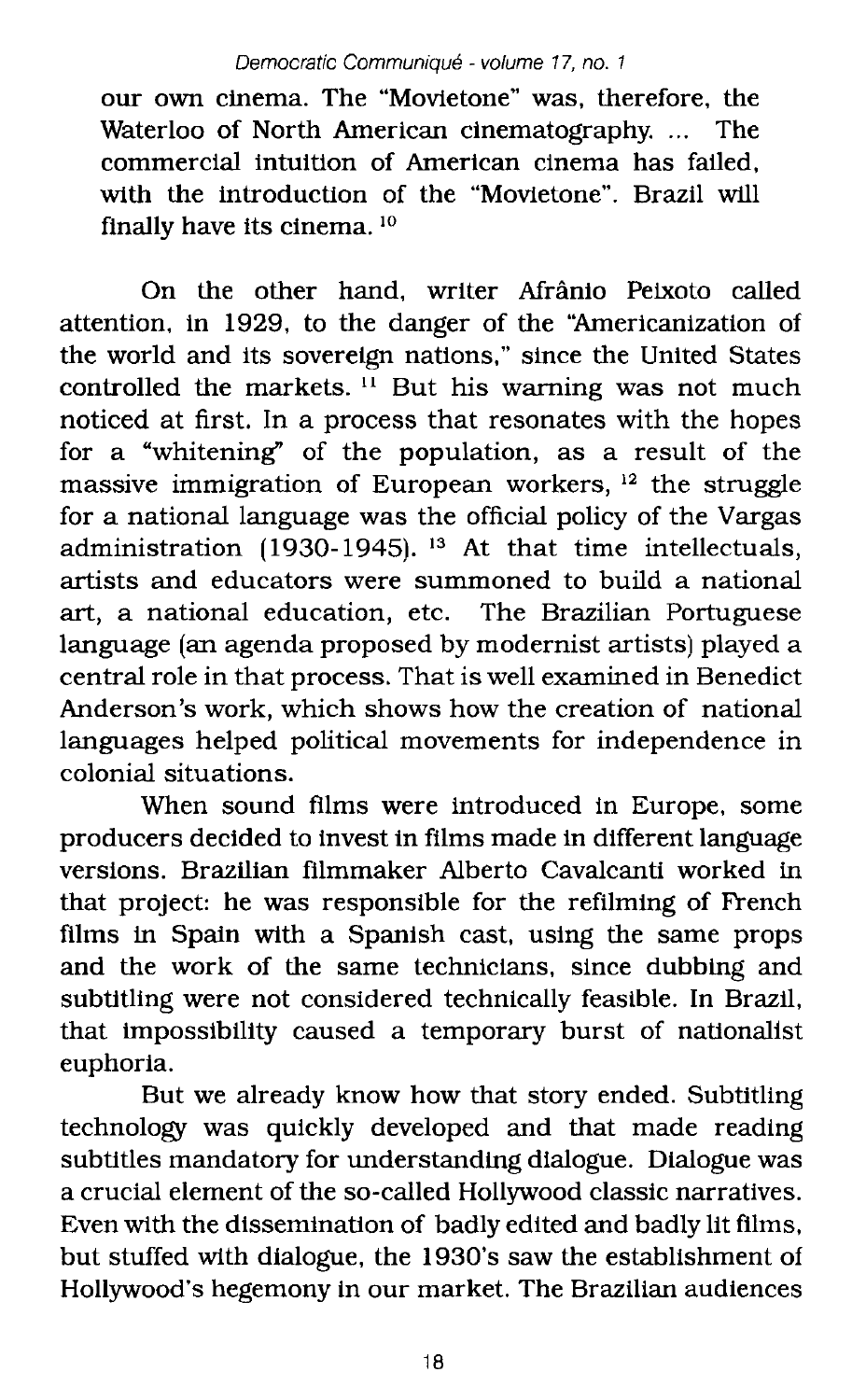our own cinema. The "Movietone" was, therefore, the Waterloo of North American cinematography. ... The commercial intuition of American cinema has failed, with the introduction of the "Movietone". Brazil will finally have its cinema. [10]

On the other hand, writer Afrânio Peixoto called attention, in 1929, to the danger of the "Americanization of the world and its sovereign nations," since the United States controlled the markets. [11] But his warning was not much noticed at first. In a process that resonates with the hopes for a "whitening" of the population, as a result of the massive immigration of European workers, [12] the struggle for a national language was the official policy of the Vargas administration (1930-1945). [13] At that time intellectuals, artists and educators were summoned to build a national art, a national education, etc. The Brazilian Portuguese language (an agenda proposed by modernist artists) played a central role in that process. That is well examined in Benedict Anderson's work, which shows how the creation of national languages helped political movements for independence in colonial situations.

When sound films were introduced in Europe, some producers decided to invest in films made in different language versions. Brazilian filmmaker Alberto Cavalcanti worked in that project: he was responsible for the refilming of French films in Spain with a Spanish cast, using the same props and the work of the same technicians, since dubbing and subtitling were not considered technically feasible. In Brazil, that impossibility caused a temporary burst of nationalist euphoria.

But we already know how that story ended. Subtitling technology was quickly developed and that made reading subtitles mandatory for understanding dialogue. Dialogue was a crucial element of the so-called Hollywood classic narratives. Even with the dissemination of badly edited and badly lit films, but stuffed with dialogue, the 1930's saw the establishment of Hollywood's hegemony in our market. The Brazilian audiences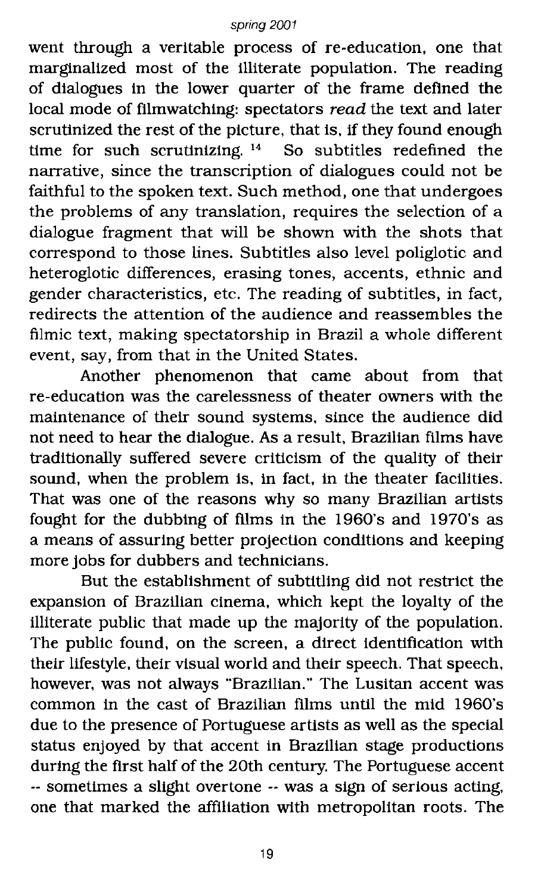went through a veritable process of re-education, one that marginalized most of the illiterate population. The reading of dialogues in the lower quarter of the frame defined the local mode of filmwatching: spectators *read* the text and later scrutinized the rest of the picture, that is, if they found enough time for such scrutinizing. [14] So subtitles redefined the narrative, since the transcription of dialogues could not be faithful to the spoken text. Such method, one that undergoes the problems of any translation, requires the selection of a dialogue fragment that will be shown with the shots that correspond to those lines. Subtitles also level poliglotic and heteroglotic differences, erasing tones, accents, ethnic and gender characteristics, etc. The reading of subtitles, in fact, redirects the attention of the audience and reassembles the filmic text, making spectatorship in Brazil a whole different event, say, from that in the United States.

Another phenomenon that came about from that re-education was the carelessness of theater owners with the maintenance of their sound systems, since the audience did not need to hear the dialogue. As a result, Brazilian films have traditionally suffered severe criticism of the quality of their sound, when the problem is, in fact, in the theater facilities. That was one of the reasons why so many Brazilian artists fought for the dubbing of films in the 1960's and 1970's as a means of assuring better projection conditions and keeping more jobs for dubbers and technicians.

But the establishment of subtitling did not restrict the expansion of Brazilian cinema, which kept the loyalty of the illiterate public that made up the majority of the population. The public found, on the screen, a direct identification with their lifestyle, their visual world and their speech. That speech, however, was not always "Brazilian." The Lusitan accent was common in the cast of Brazilian films until the mid 1960's due to the presence of Portuguese artists as well as the special status enjoyed by that accent in Brazilian stage productions during the first half of the 20th century. The Portuguese accent -- sometimes a slight overtone -- was a sign of serious acting, one that marked the affiliation with metropolitan roots. The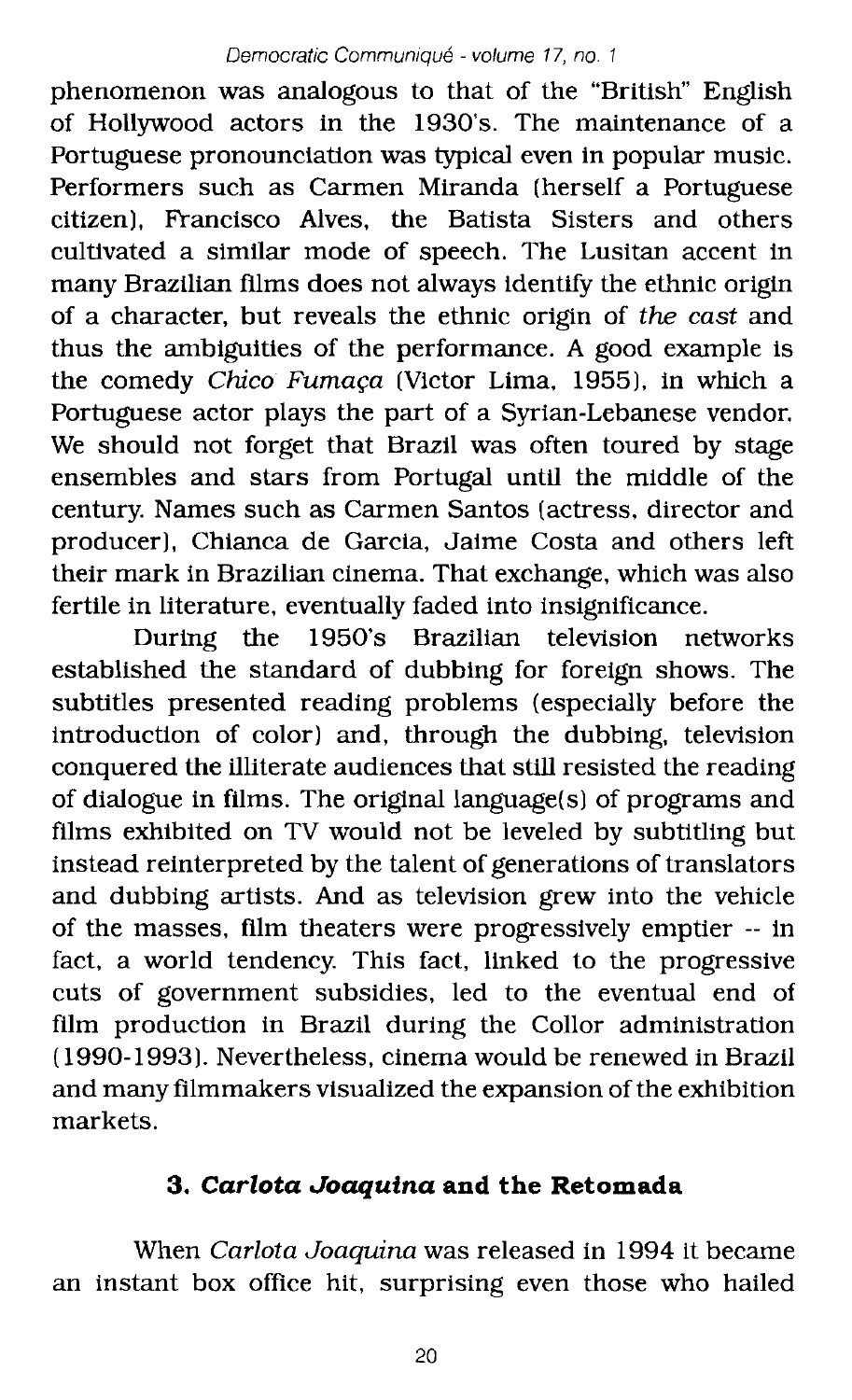phenomenon was analogous to that of the "British" English of Hollywood actors in the 1930's. The maintenance of a Portuguese pronounciation was typical even in popular music. Performers such as Carmen Miranda (herself a Portuguese citizen), Francisco Alves, the Batista Sisters and others cultivated a similar mode of speech. The Lusitan accent in many Brazilian films does not always identify the ethnic origin of a character, but reveals the ethnic origin of *the cast* and thus the ambiguities of the performance. A good example is the comedy *Chico Fumaça* (Victor Lima, 1955), in which a Portuguese actor plays the part of a Syrian-Lebanese vendor. We should not forget that Brazil was often toured by stage ensembles and stars from Portugal until the middle of the century. Names such as Carmen Santos (actress, director and producer), Chianca de Garcia, Jaime Costa and others left their mark in Brazilian cinema. That exchange, which was also fertile in literature, eventually faded into insignificance.

During the 1950's Brazilian television networks established the standard of dubbing for foreign shows. The subtitles presented reading problems (especially before the introduction of color) and, through the dubbing, television conquered the illiterate audiences that still resisted the reading of dialogue in films. The original language(s) of programs and films exhibited on TV would not be leveled by subtitling but instead reinterpreted by the talent of generations of translators and dubbing artists. And as television grew into the vehicle of the masses, film theaters were progressively emptier -- in fact, a world tendency. This fact, linked to the progressive cuts of government subsidies, led to the eventual end of film production in Brazil during the Collor administration (1990-1993). Nevertheless, cinema would be renewed in Brazil and many filmmakers visualized the expansion of the exhibition markets.

### 3. *Carlota Joaquina* and the Retomada

When *Carlota Joaquina* was released in 1994 it became an instant box office hit, surprising even those who hailed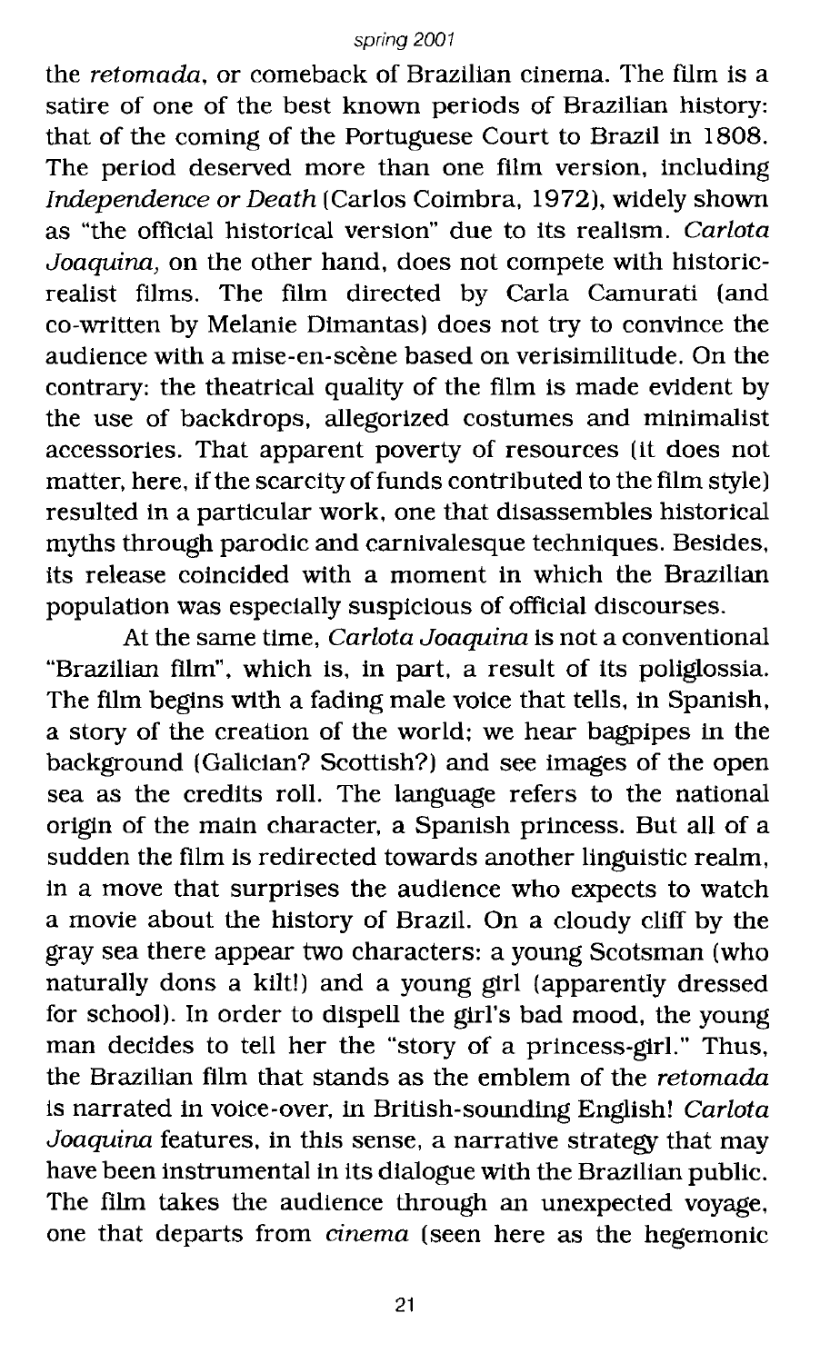the *retomada*, or comeback of Brazilian cinema. The film is a satire of one of the best known periods of Brazilian history: that of the coming of the Portuguese Court to Brazil in 1808. The period deserved more than one film version, including *Independence or Death* (Carlos Coimbra, 1972), widely shown as "the official historical version" due to its realism. *Carlota Joaquina*, on the other hand, does not compete with historic-realist films. The film directed by Carla Camurati (and co-written by Melanie Dimantas) does not try to convince the audience with a mise-en-scène based on verisimilitude. On the contrary: the theatrical quality of the film is made evident by the use of backdrops, allegorized costumes and minimalist accessories. That apparent poverty of resources (it does not matter, here, if the scarcity of funds contributed to the film style) resulted in a particular work, one that disassembles historical myths through parodic and carnivalesque techniques. Besides, its release coincided with a moment in which the Brazilian population was especially suspicious of official discourses.

At the same time, *Carlota Joaquina* is not a conventional "Brazilian film", which is, in part, a result of its poliglossia. The film begins with a fading male voice that tells, in Spanish, a story of the creation of the world; we hear bagpipes in the background (Galician? Scottish?) and see images of the open sea as the credits roll. The language refers to the national origin of the main character, a Spanish princess. But all of a sudden the film is redirected towards another linguistic realm, in a move that surprises the audience who expects to watch a movie about the history of Brazil. On a cloudy cliff by the gray sea there appear two characters: a young Scotsman (who naturally dons a kilt!) and a young girl (apparently dressed for school). In order to dispell the girl's bad mood, the young man decides to tell her the "story of a princess-girl." Thus, the Brazilian film that stands as the emblem of the *retomada* is narrated in voice-over, in British-sounding English! *Carlota Joaquina* features, in this sense, a narrative strategy that may have been instrumental in its dialogue with the Brazilian public. The film takes the audience through an unexpected voyage, one that departs from *cinema* (seen here as the hegemonic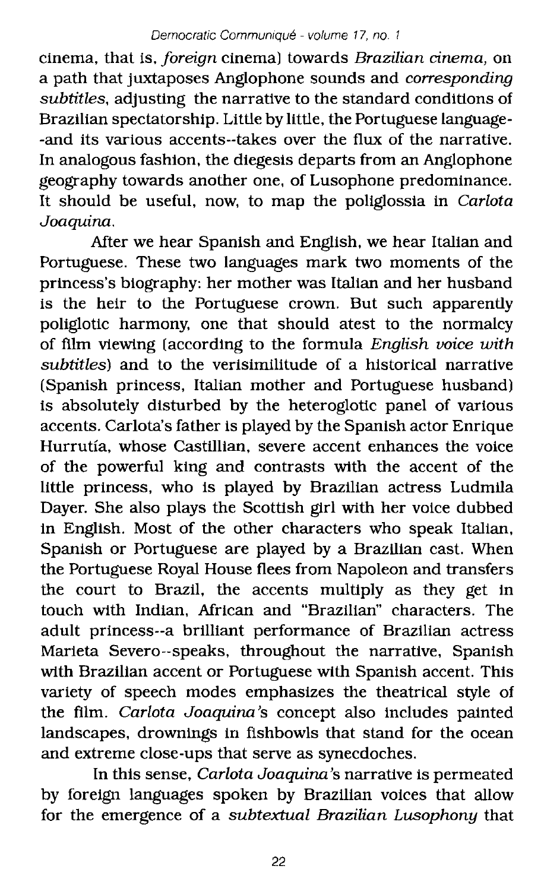cinema, that is, *foreign* cinema) towards *Brazilian cinema,* on a path that juxtaposes Anglophone sounds and *corresponding subtitles*, adjusting the narrative to the standard conditions of Brazilian spectatorship. Little by little, the Portuguese language--and its various accents--takes over the flux of the narrative. In analogous fashion, the diegesis departs from an Anglophone geography towards another one, of Lusophone predominance. It should be useful, now, to map the poliglossia in *Carlota Joaquina*.

After we hear Spanish and English, we hear Italian and Portuguese. These two languages mark two moments of the princess's biography: her mother was Italian and her husband is the heir to the Portuguese crown. But such apparently poliglotic harmony, one that should atest to the normalcy of film viewing (according to the formula *English voice with subtitles*) and to the verisimilitude of a historical narrative (Spanish princess, Italian mother and Portuguese husband) is absolutely disturbed by the heteroglotic panel of various accents. Carlota's father is played by the Spanish actor Enrique Hurrutía, whose Castillian, severe accent enhances the voice of the powerful king and contrasts with the accent of the little princess, who is played by Brazilian actress Ludmila Dayer. She also plays the Scottish girl with her voice dubbed in English. Most of the other characters who speak Italian, Spanish or Portuguese are played by a Brazilian cast. When the Portuguese Royal House flees from Napoleon and transfers the court to Brazil, the accents multiply as they get in touch with Indian, African and "Brazilian" characters. The adult princess--a brilliant performance of Brazilian actress Marieta Severo--speaks, throughout the narrative, Spanish with Brazilian accent or Portuguese with Spanish accent. This variety of speech modes emphasizes the theatrical style of the film. *Carlota Joaquina*'s concept also includes painted landscapes, drownings in fishbowls that stand for the ocean and extreme close-ups that serve as synecdoches.

In this sense, *Carlota Joaquina*'s narrative is permeated by foreign languages spoken by Brazilian voices that allow for the emergence of a *subtextual Brazilian Lusophony* that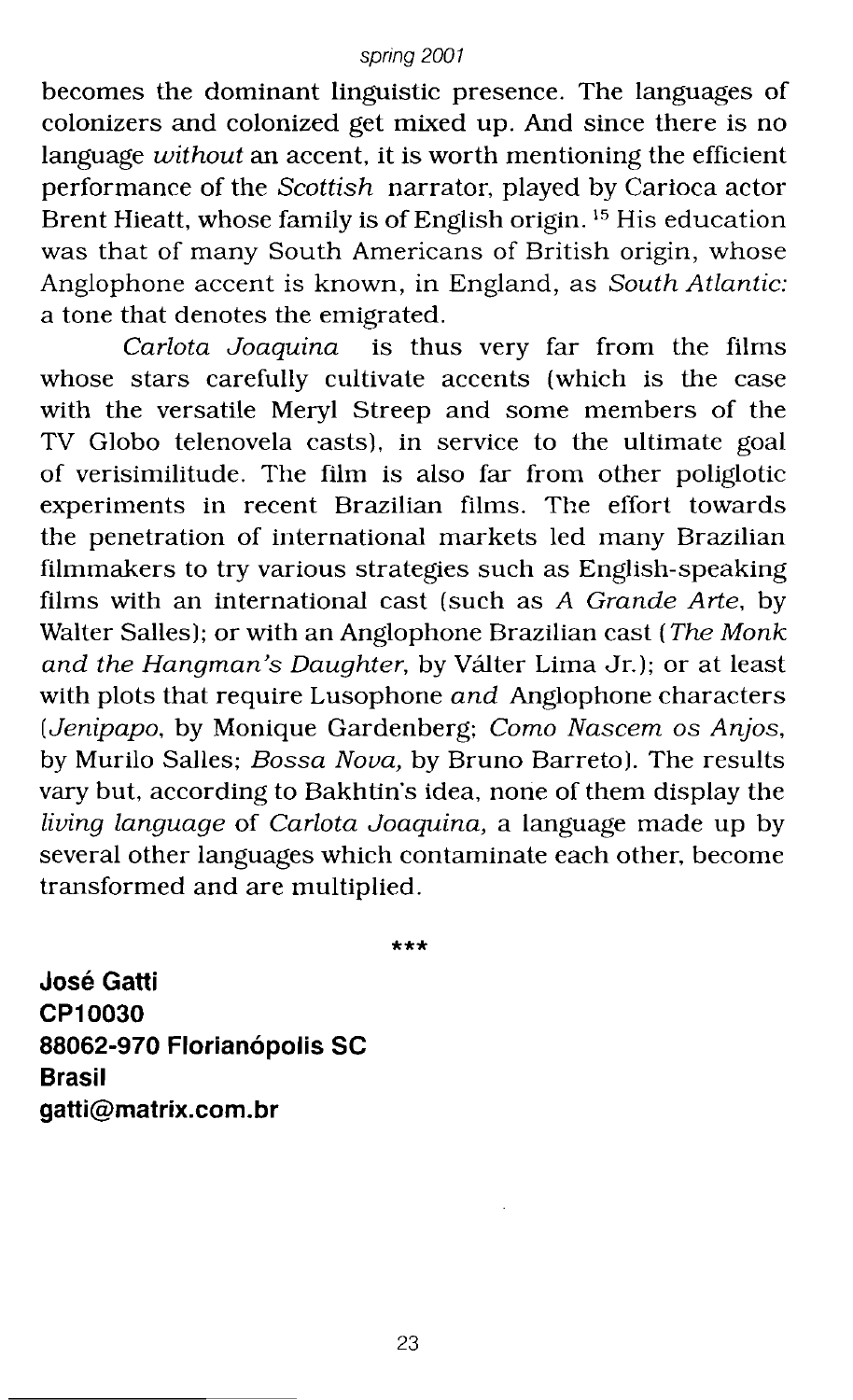becomes the dominant linguistic presence. The languages of colonizers and colonized get mixed up. And since there is no language *without* an accent, it is worth mentioning the efficient performance of the *Scottish* narrator, played by Carioca actor Brent Hieatt, whose family is of English origin.[15] His education was that of many South Americans of British origin, whose Anglophone accent is known, in England, as *South Atlantic:* a tone that denotes the emigrated.

*Carlota Joaquina* is thus very far from the films whose stars carefully cultivate accents (which is the case with the versatile Meryl Streep and some members of the TV Globo telenovela casts), in service to the ultimate goal of verisimilitude. The film is also far from other poliglotic experiments in recent Brazilian films. The effort towards the penetration of international markets led many Brazilian filmmakers to try various strategies such as English-speaking films with an international cast (such as *A Grande Arte*, by Walter Salles); or with an Anglophone Brazilian cast (*The Monk and the Hangman's Daughter*, by Válter Lima Jr.); or at least with plots that require Lusophone *and* Anglophone characters (*Jenipapo*, by Monique Gardenberg; *Como Nascem os Anjos*, by Murilo Salles; *Bossa Nova,* by Bruno Barreto). The results vary but, according to Bakhtin's idea, none of them display the *living language* of *Carlota Joaquina*, a language made up by several other languages which contaminate each other, become transformed and are multiplied.

\*\*\*

**José Gatti**
**CP10030**
**88062-970 Florianópolis SC**
**Brasil**
**gatti@matrix.com.br**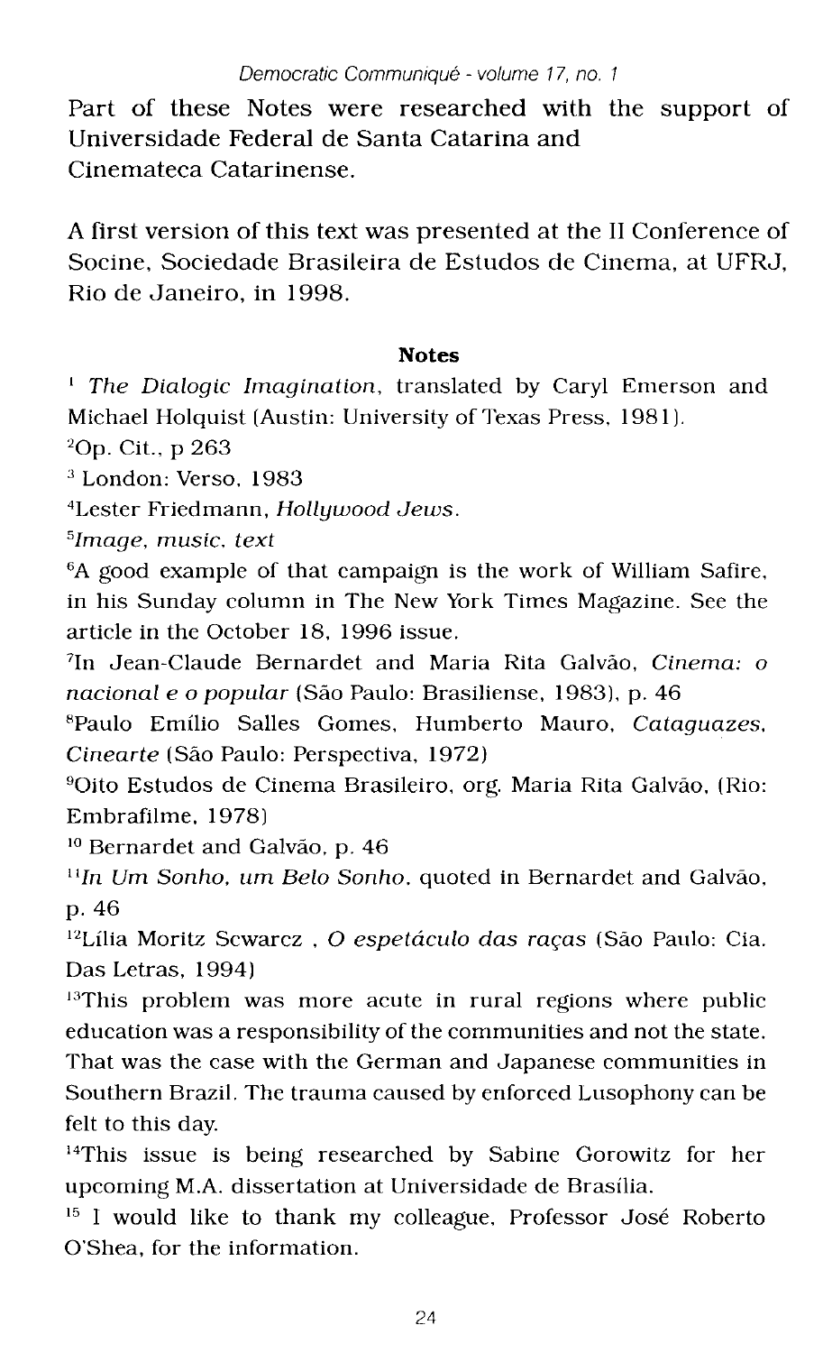Part of these Notes were researched with the support of Universidade Federal de Santa Catarina and Cinemateca Catarinense.

A first version of this text was presented at the II Conference of Socine, Sociedade Brasileira de Estudos de Cinema, at UFRJ, Rio de Janeiro, in 1998.

## Notes

[1] *The Dialogic Imagination*, translated by Caryl Emerson and Michael Holquist (Austin: University of Texas Press, 1981).

[2]Op. Cit., p 263

[3] London: Verso, 1983

[4]Lester Friedmann, *Hollywood Jews*.

[5]*Image, music, text*

[6]A good example of that campaign is the work of William Safire, in his Sunday column in The New York Times Magazine. See the article in the October 18, 1996 issue.

[7]In Jean-Claude Bernardet and Maria Rita Galvão, *Cinema: o nacional e o popular* (São Paulo: Brasiliense, 1983), p. 46

[8]Paulo Emílio Salles Gomes, Humberto Mauro, *Cataguazes, Cinearte* (São Paulo: Perspectiva, 1972)

[9]Oito Estudos de Cinema Brasileiro, org. Maria Rita Galvão, (Rio: Embrafilme, 1978)

[10] Bernardet and Galvão, p. 46

[11]*In Um Sonho, um Belo Sonho*, quoted in Bernardet and Galvão, p. 46

[12]Lília Moritz Scwarcz , *O espetáculo das raças* (São Paulo: Cia. Das Letras, 1994)

[13]This problem was more acute in rural regions where public education was a responsibility of the communities and not the state. That was the case with the German and Japanese communities in Southern Brazil. The trauma caused by enforced Lusophony can be felt to this day.

[14]This issue is being researched by Sabine Gorowitz for her upcoming M.A. dissertation at Universidade de Brasília.

[15] I would like to thank my colleague, Professor José Roberto O'Shea, for the information.